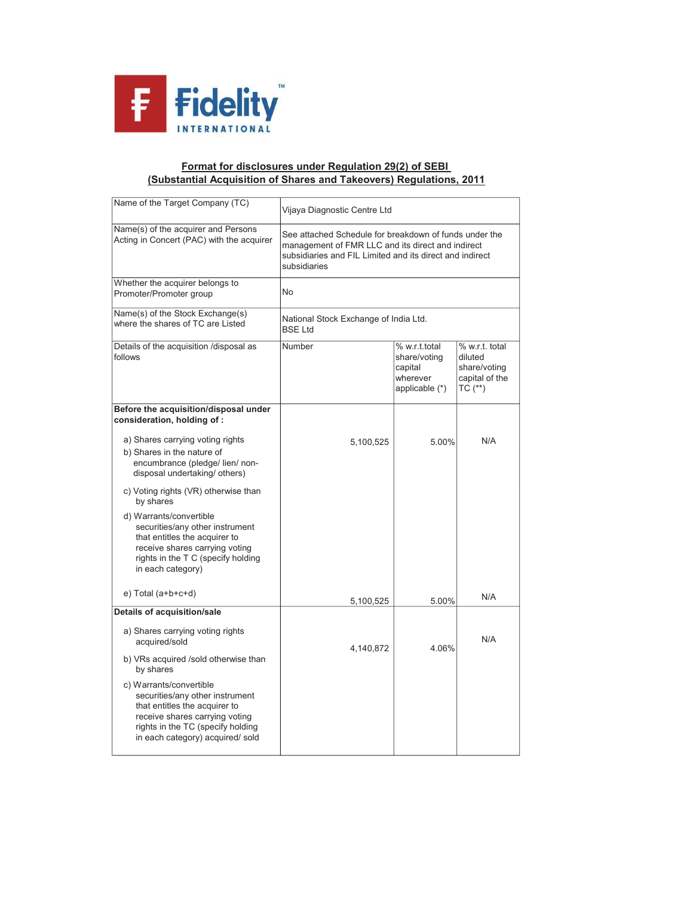Fidelity INTERNATIONAL

**Format for disclosures under Regulation 29(2) of SEBI (Substantial Acquisition of Shares and Takeovers) Regulations, 2011**

| | | | |
|---|---|---|---|
| Name of the Target Company (TC) | Vijaya Diagnostic Centre Ltd | | |
| Name(s) of the acquirer and Persons Acting in Concert (PAC) with the acquirer | See attached Schedule for breakdown of funds under the management of FMR LLC and its direct and indirect subsidiaries and FIL Limited and its direct and indirect subsidiaries | | |
| Whether the acquirer belongs to Promoter/Promoter group | No | | |
| Name(s) of the Stock Exchange(s) where the shares of TC are Listed | National Stock Exchange of India Ltd.<br>BSE Ltd | | |
| Details of the acquisition /disposal as follows | Number | % w.r.t.total share/voting capital wherever applicable (*) | % w.r.t. total diluted share/voting capital of the TC (**) |
| **Before the acquisition/disposal under consideration, holding of :** | | | |
| a) Shares carrying voting rights | 5,100,525 | 5.00% | N/A |
| b) Shares in the nature of encumbrance (pledge/ lien/ non-disposal undertaking/ others) | | | |
| c) Voting rights (VR) otherwise than by shares | | | |
| d) Warrants/convertible securities/any other instrument that entitles the acquirer to receive shares carrying voting rights in the T C (specify holding in each category) | | | |
| e) Total (a+b+c+d) | 5,100,525 | 5.00% | N/A |
| **Details of acquisition/sale** | | | |
| a) Shares carrying voting rights acquired/sold | 4,140,872 | 4.06% | N/A |
| b) VRs acquired /sold otherwise than by shares | | | |
| c) Warrants/convertible securities/any other instrument that entitles the acquirer to receive shares carrying voting rights in the TC (specify holding in each category) acquired/ sold | | | |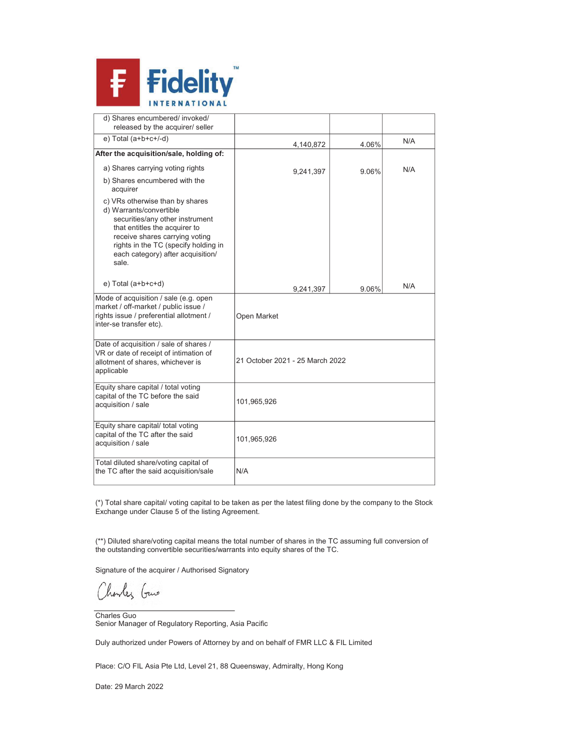| | | | |
|---|---|---|---|
| d) Shares encumbered/ invoked/ released by the acquirer/ seller | | | |
| e) Total (a+b+c+/-d) | 4,140,872 | 4.06% | N/A |
| **After the acquisition/sale, holding of:** | | | |
| a) Shares carrying voting rights | 9,241,397 | 9.06% | N/A |
| b) Shares encumbered with the acquirer | | | |
| c) VRs otherwise than by shares | | | |
| d) Warrants/convertible securities/any other instrument that entitles the acquirer to receive shares carrying voting rights in the TC (specify holding in each category) after acquisition/ sale. | | | |
| e) Total (a+b+c+d) | 9,241,397 | 9.06% | N/A |
| Mode of acquisition / sale (e.g. open market / off-market / public issue / rights issue / preferential allotment / inter-se transfer etc). | Open Market | | |
| Date of acquisition / sale of shares / VR or date of receipt of intimation of allotment of shares, whichever is applicable | 21 October 2021 - 25 March 2022 | | |
| Equity share capital / total voting capital of the TC before the said acquisition / sale | 101,965,926 | | |
| Equity share capital/ total voting capital of the TC after the said acquisition / sale | 101,965,926 | | |
| Total diluted share/voting capital of the TC after the said acquisition/sale | N/A | | |

(*) Total share capital/ voting capital to be taken as per the latest filing done by the company to the Stock Exchange under Clause 5 of the listing Agreement.

(**) Diluted share/voting capital means the total number of shares in the TC assuming full conversion of the outstanding convertible securities/warrants into equity shares of the TC.

Signature of the acquirer / Authorised Signatory

Charles Guo
Senior Manager of Regulatory Reporting, Asia Pacific

Duly authorized under Powers of Attorney by and on behalf of FMR LLC & FIL Limited

Place: C/O FIL Asia Pte Ltd, Level 21, 88 Queensway, Admiralty, Hong Kong

Date: 29 March 2022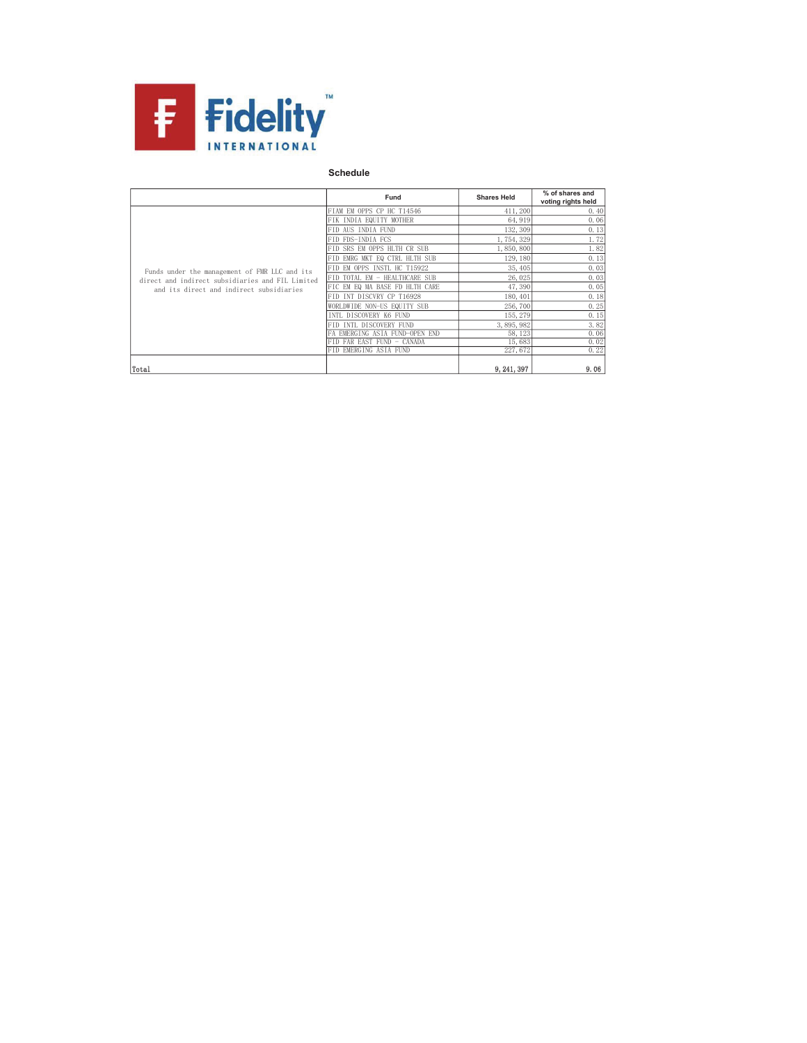Fidelity INTERNATIONAL

## Schedule

| | Fund | Shares Held | % of shares and voting rights held |
|---|---|---|---|
| Funds under the management of FMR LLC and its direct and indirect subsidiaries and FIL Limited and its direct and indirect subsidiaries | FIAM EM OPPS CP HC T14546 | 411,200 | 0.40 |
| | FIK INDIA EQUITY MOTHER | 64,919 | 0.06 |
| | FID AUS INDIA FUND | 132,309 | 0.13 |
| | FID FDS-INDIA FCS | 1,754,329 | 1.72 |
| | FID SRS EM OPPS HLTH CR SUB | 1,850,800 | 1.82 |
| | FID EMRG MKT EQ CTRL HLTH SUB | 129,180 | 0.13 |
| | FID EM OPPS INSTL HC T15922 | 35,405 | 0.03 |
| | FID TOTAL EM - HEALTHCARE SUB | 26,025 | 0.03 |
| | FIC EM EQ MA BASE FD HLTH CARE | 47,390 | 0.05 |
| | FID INT DISCVRY CP T16928 | 180,401 | 0.18 |
| | WORLDWIDE NON-US EQUITY SUB | 256,700 | 0.25 |
| | INTL DISCOVERY K6 FUND | 155,279 | 0.15 |
| | FID INTL DISCOVERY FUND | 3,895,982 | 3.82 |
| | FA EMERGING ASIA FUND-OPEN END | 58,123 | 0.06 |
| | FID FAR EAST FUND - CANADA | 15,683 | 0.02 |
| | FID EMERGING ASIA FUND | 227,672 | 0.22 |
| Total | | 9,241,397 | 9.06 |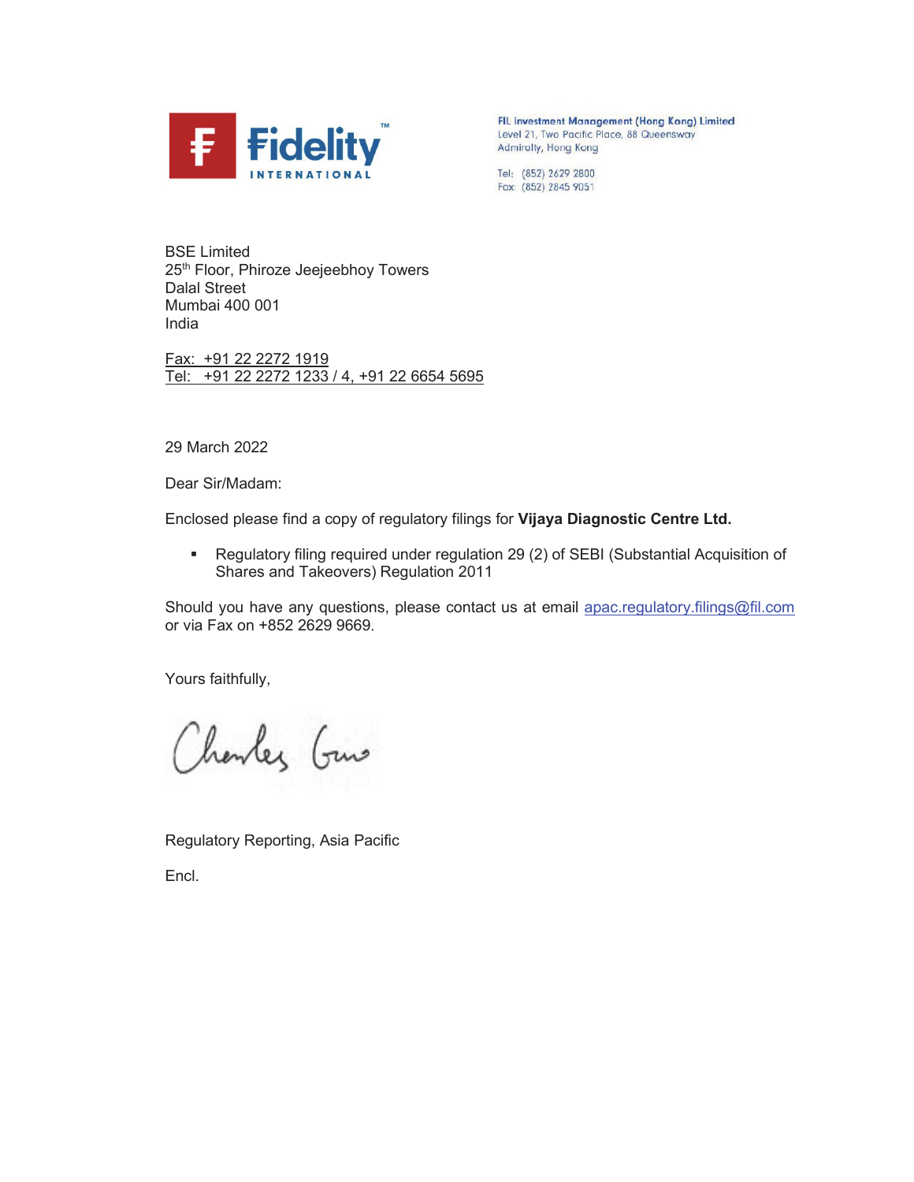Fidelity INTERNATIONAL

FIL Investment Management (Hong Kong) Limited
Level 21, Two Pacific Place, 88 Queensway
Admiralty, Hong Kong

Tel: (852) 2629 2800
Fax: (852) 2845 9051

BSE Limited
25th Floor, Phiroze Jeejeebhoy Towers
Dalal Street
Mumbai 400 001
India

Fax: +91 22 2272 1919
Tel: +91 22 2272 1233 / 4, +91 22 6654 5695

29 March 2022

Dear Sir/Madam:

Enclosed please find a copy of regulatory filings for **Vijaya Diagnostic Centre Ltd.**

- Regulatory filing required under regulation 29 (2) of SEBI (Substantial Acquisition of Shares and Takeovers) Regulation 2011

Should you have any questions, please contact us at email apac.regulatory.filings@fil.com or via Fax on +852 2629 9669.

Yours faithfully,

Charles Guo

Regulatory Reporting, Asia Pacific

Encl.